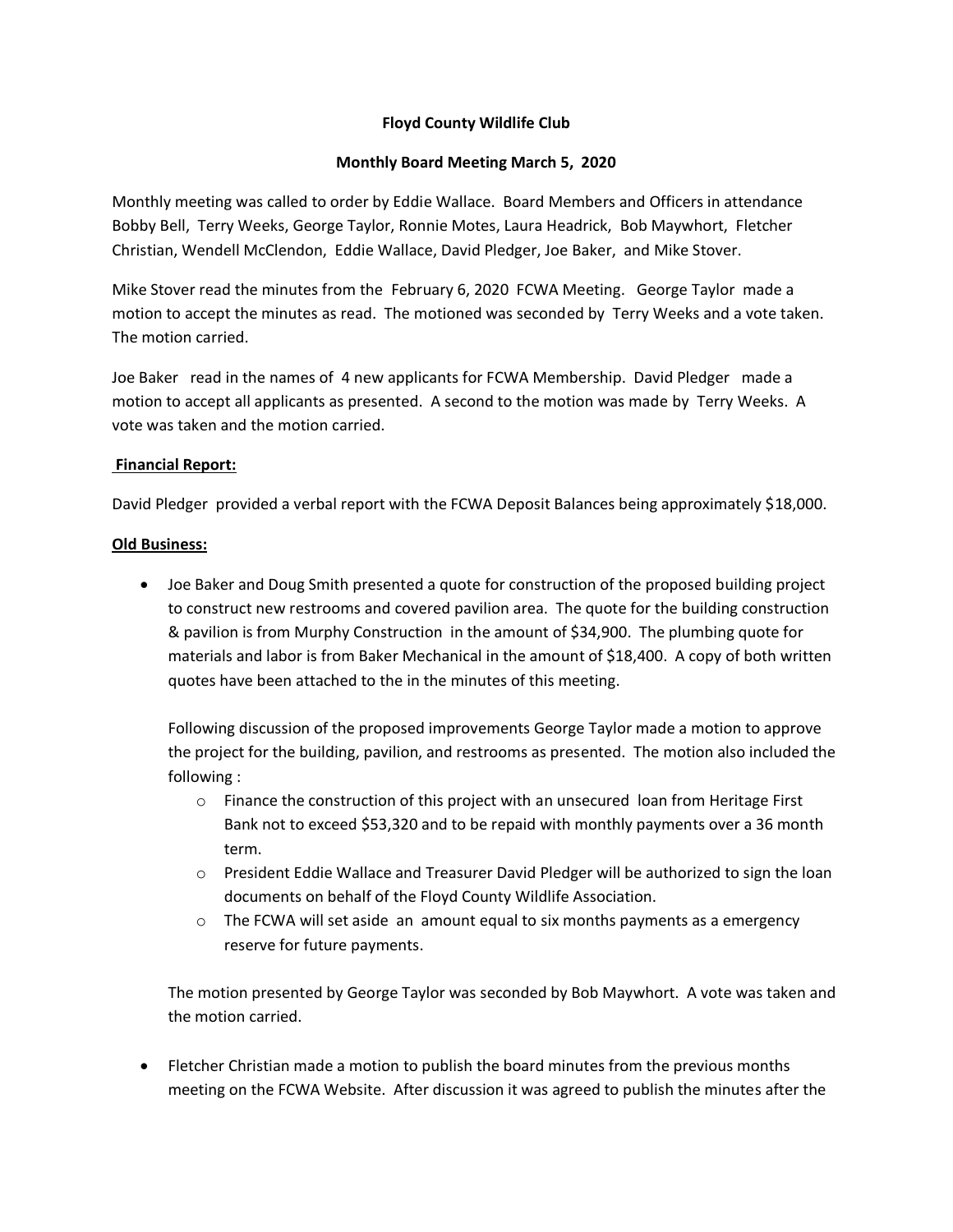**Floyd County Wildlife Club**

**Monthly Board Meeting March 5, 2020**

Monthly meeting was called to order by Eddie Wallace. Board Members and Officers in attendance Bobby Bell, Terry Weeks, George Taylor, Ronnie Motes, Laura Headrick, Bob Maywhort, Fletcher Christian, Wendell McClendon, Eddie Wallace, David Pledger, Joe Baker, and Mike Stover.

Mike Stover read the minutes from the February 6, 2020 FCWA Meeting. George Taylor made a motion to accept the minutes as read. The motioned was seconded by Terry Weeks and a vote taken. The motion carried.

Joe Baker read in the names of 4 new applicants for FCWA Membership. David Pledger made a motion to accept all applicants as presented. A second to the motion was made by Terry Weeks. A vote was taken and the motion carried.

**Financial Report:**

David Pledger provided a verbal report with the FCWA Deposit Balances being approximately $18,000.

**Old Business:**

- Joe Baker and Doug Smith presented a quote for construction of the proposed building project to construct new restrooms and covered pavilion area. The quote for the building construction & pavilion is from Murphy Construction in the amount of $34,900. The plumbing quote for materials and labor is from Baker Mechanical in the amount of $18,400. A copy of both written quotes have been attached to the in the minutes of this meeting.

  Following discussion of the proposed improvements George Taylor made a motion to approve the project for the building, pavilion, and restrooms as presented. The motion also included the following :

  - Finance the construction of this project with an unsecured loan from Heritage First Bank not to exceed $53,320 and to be repaid with monthly payments over a 36 month term.
  - President Eddie Wallace and Treasurer David Pledger will be authorized to sign the loan documents on behalf of the Floyd County Wildlife Association.
  - The FCWA will set aside an amount equal to six months payments as a emergency reserve for future payments.

  The motion presented by George Taylor was seconded by Bob Maywhort. A vote was taken and the motion carried.

- Fletcher Christian made a motion to publish the board minutes from the previous months meeting on the FCWA Website. After discussion it was agreed to publish the minutes after the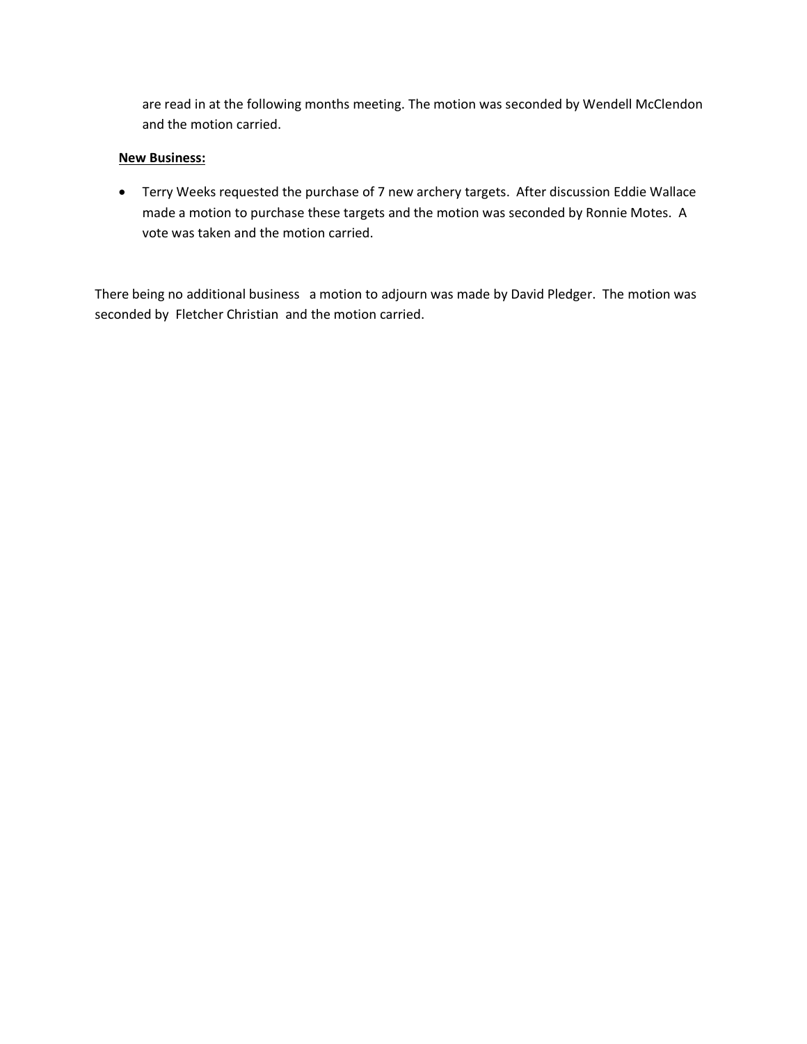are read in at the following months meeting. The motion was seconded by Wendell McClendon and the motion carried.

**New Business:**

- Terry Weeks requested the purchase of 7 new archery targets. After discussion Eddie Wallace made a motion to purchase these targets and the motion was seconded by Ronnie Motes. A vote was taken and the motion carried.

There being no additional business a motion to adjourn was made by David Pledger. The motion was seconded by Fletcher Christian and the motion carried.